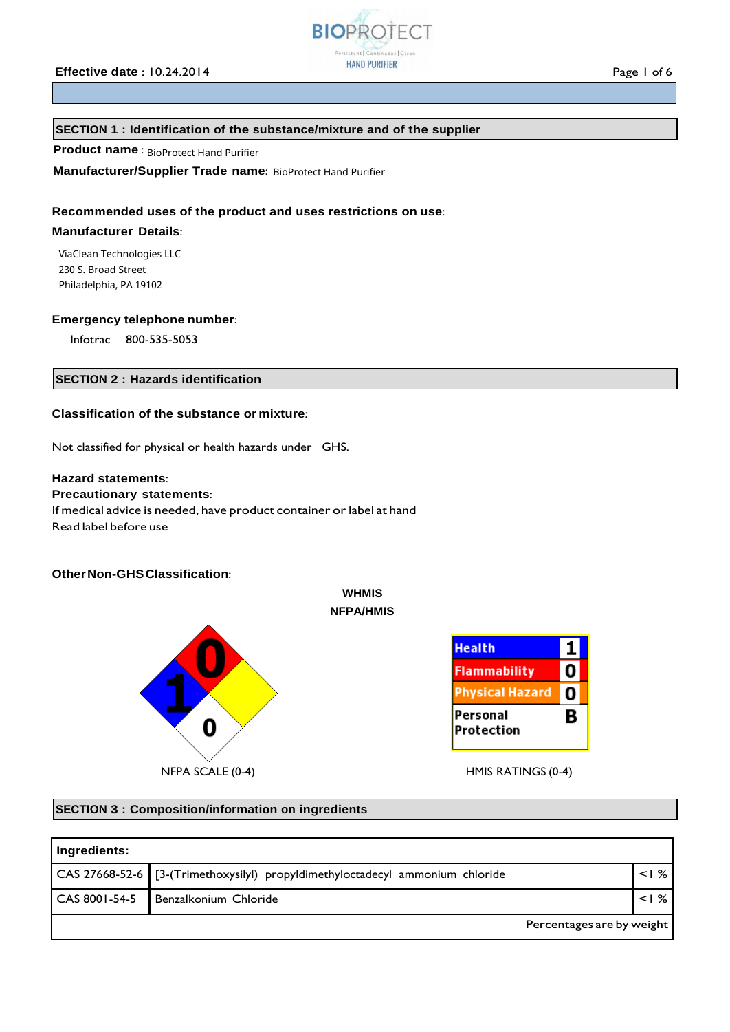Effective date : 10.24.2014

## SECTION 1 : Identification of the substance/mixture and of the supplier

**Product name** : BioProtect Hand Purifier

**Manufacturer/Supplier Trade name**: BioProtect Hand Purifier

**Recommended uses of the product and uses restrictions on use**:

**Manufacturer Details**:

ViaClean Technologies LLC
230 S. Broad Street
Philadelphia, PA 19102

**Emergency telephone number**:

Infotrac 800-535-5053

## SECTION 2 : Hazards identification

**Classification of the substance or mixture**:

Not classified for physical or health hazards under GHS.

**Hazard statements**:

**Precautionary statements**:

If medical advice is needed, have product container or label at hand
Read label before use

**Other Non-GHS Classification**:

WHMIS
NFPA/HMIS

NFPA: Health 1, Flammability 0, Instability 0

NFPA SCALE (0-4)

| | |
|---|---|
| Health | 1 |
| Flammability | 0 |
| Physical Hazard | 0 |
| Personal Protection | B |

HMIS RATINGS (0-4)

## SECTION 3 : Composition/information on ingredients

| Ingredients: | | |
|---|---|---|
| CAS 27668-52-6 | [3-(Trimethoxysilyl) propyldimethyloctadecyl ammonium chloride | <1 % |
| CAS 8001-54-5 | Benzalkonium Chloride | <1 % |
| | | Percentages are by weight |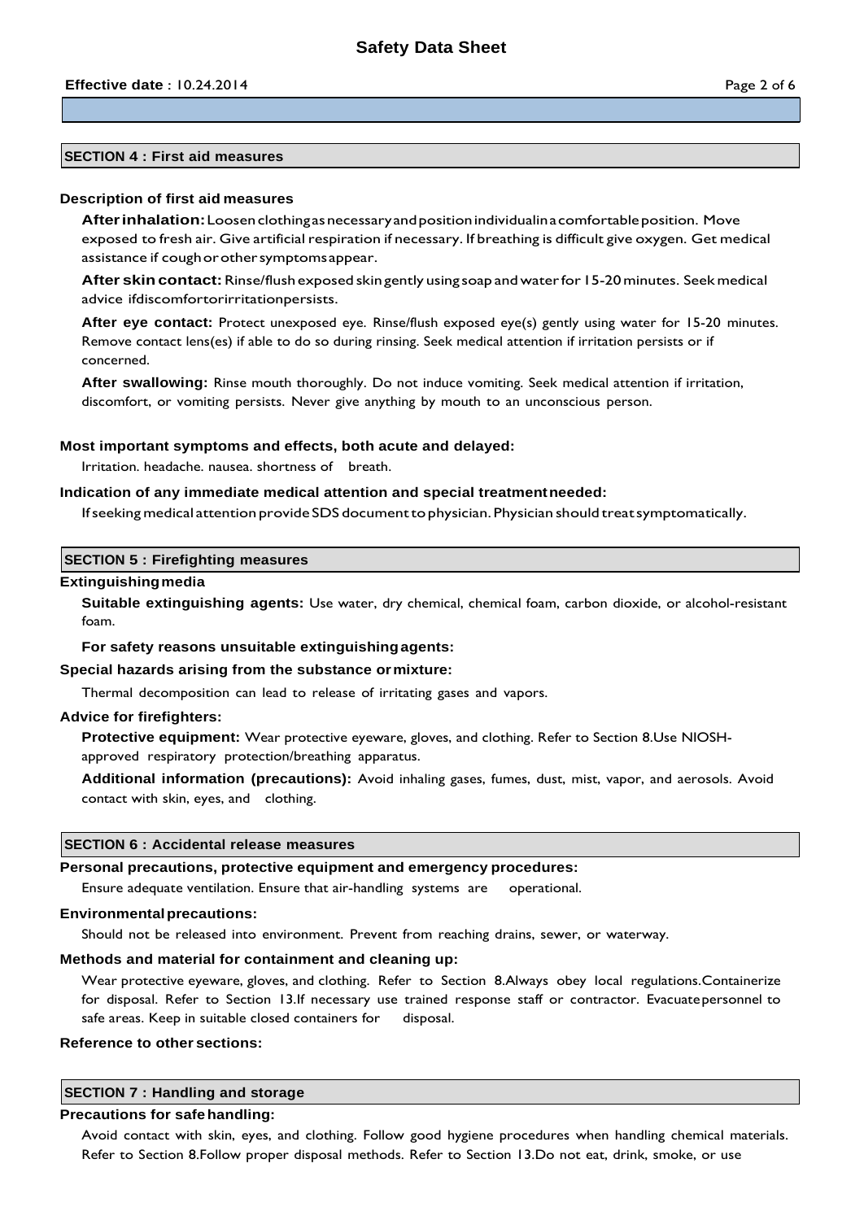## SECTION 4 : First aid measures

### Description of first aid measures

**After inhalation:** Loosen clothing as necessary and position individual in a comfortable position. Move exposed to fresh air. Give artificial respiration if necessary. If breathing is difficult give oxygen. Get medical assistance if cough or other symptoms appear.

**After skin contact:** Rinse/flush exposed skin gently using soap and water for 15-20 minutes. Seek medical advice if discomfort or irritation persists.

**After eye contact:** Protect unexposed eye. Rinse/flush exposed eye(s) gently using water for 15-20 minutes. Remove contact lens(es) if able to do so during rinsing. Seek medical attention if irritation persists or if concerned.

**After swallowing:** Rinse mouth thoroughly. Do not induce vomiting. Seek medical attention if irritation, discomfort, or vomiting persists. Never give anything by mouth to an unconscious person.

### Most important symptoms and effects, both acute and delayed:

Irritation. headache. nausea. shortness of breath.

### Indication of any immediate medical attention and special treatment needed:

If seeking medical attention provide SDS document to physician. Physician should treat symptomatically.

## SECTION 5 : Firefighting measures

### Extinguishing media

**Suitable extinguishing agents:** Use water, dry chemical, chemical foam, carbon dioxide, or alcohol-resistant foam.

**For safety reasons unsuitable extinguishing agents:**

### Special hazards arising from the substance or mixture:

Thermal decomposition can lead to release of irritating gases and vapors.

### Advice for firefighters:

**Protective equipment:** Wear protective eyeware, gloves, and clothing. Refer to Section 8.Use NIOSH-approved respiratory protection/breathing apparatus.

**Additional information (precautions):** Avoid inhaling gases, fumes, dust, mist, vapor, and aerosols. Avoid contact with skin, eyes, and clothing.

## SECTION 6 : Accidental release measures

### Personal precautions, protective equipment and emergency procedures:

Ensure adequate ventilation. Ensure that air-handling systems are operational.

### Environmental precautions:

Should not be released into environment. Prevent from reaching drains, sewer, or waterway.

### Methods and material for containment and cleaning up:

Wear protective eyeware, gloves, and clothing. Refer to Section 8.Always obey local regulations.Containerize for disposal. Refer to Section 13.If necessary use trained response staff or contractor. Evacuate personnel to safe areas. Keep in suitable closed containers for disposal.

### Reference to other sections:

## SECTION 7 : Handling and storage

### Precautions for safe handling:

Avoid contact with skin, eyes, and clothing. Follow good hygiene procedures when handling chemical materials. Refer to Section 8.Follow proper disposal methods. Refer to Section 13.Do not eat, drink, smoke, or use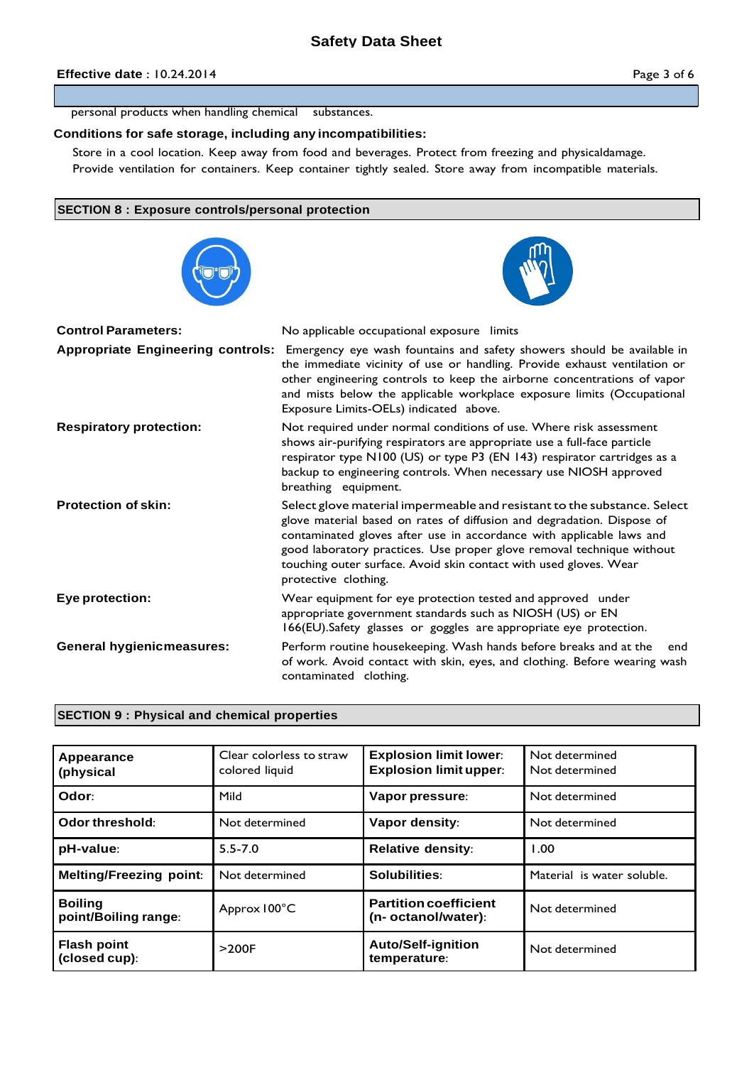personal products when handling chemical substances.

**Conditions for safe storage, including any incompatibilities:**

Store in a cool location. Keep away from food and beverages. Protect from freezing and physicaldamage. Provide ventilation for containers. Keep container tightly sealed. Store away from incompatible materials.

## SECTION 8 : Exposure controls/personal protection

**Control Parameters:** No applicable occupational exposure limits

**Appropriate Engineering controls:** Emergency eye wash fountains and safety showers should be available in the immediate vicinity of use or handling. Provide exhaust ventilation or other engineering controls to keep the airborne concentrations of vapor and mists below the applicable workplace exposure limits (Occupational Exposure Limits-OELs) indicated above.

**Respiratory protection:** Not required under normal conditions of use. Where risk assessment shows air-purifying respirators are appropriate use a full-face particle respirator type N100 (US) or type P3 (EN 143) respirator cartridges as a backup to engineering controls. When necessary use NIOSH approved breathing equipment.

**Protection of skin:** Select glove material impermeable and resistant to the substance. Select glove material based on rates of diffusion and degradation. Dispose of contaminated gloves after use in accordance with applicable laws and good laboratory practices. Use proper glove removal technique without touching outer surface. Avoid skin contact with used gloves. Wear protective clothing.

**Eye protection:** Wear equipment for eye protection tested and approved under appropriate government standards such as NIOSH (US) or EN 166(EU).Safety glasses or goggles are appropriate eye protection.

**General hygienicmeasures:** Perform routine housekeeping. Wash hands before breaks and at the end of work. Avoid contact with skin, eyes, and clothing. Before wearing wash contaminated clothing.

## SECTION 9 : Physical and chemical properties

| **Appearance (physical** | Clear colorless to straw colored liquid | **Explosion limit lower:**<br>**Explosion limit upper:** | Not determined<br>Not determined |
|---|---|---|---|
| **Odor:** | Mild | **Vapor pressure:** | Not determined |
| **Odor threshold:** | Not determined | **Vapor density:** | Not determined |
| **pH-value:** | 5.5-7.0 | **Relative density:** | 1.00 |
| **Melting/Freezing point:** | Not determined | **Solubilities:** | Material is water soluble. |
| **Boiling point/Boiling range:** | Approx 100°C | **Partition coefficient (n- octanol/water):** | Not determined |
| **Flash point (closed cup):** | >200F | **Auto/Self-ignition temperature:** | Not determined |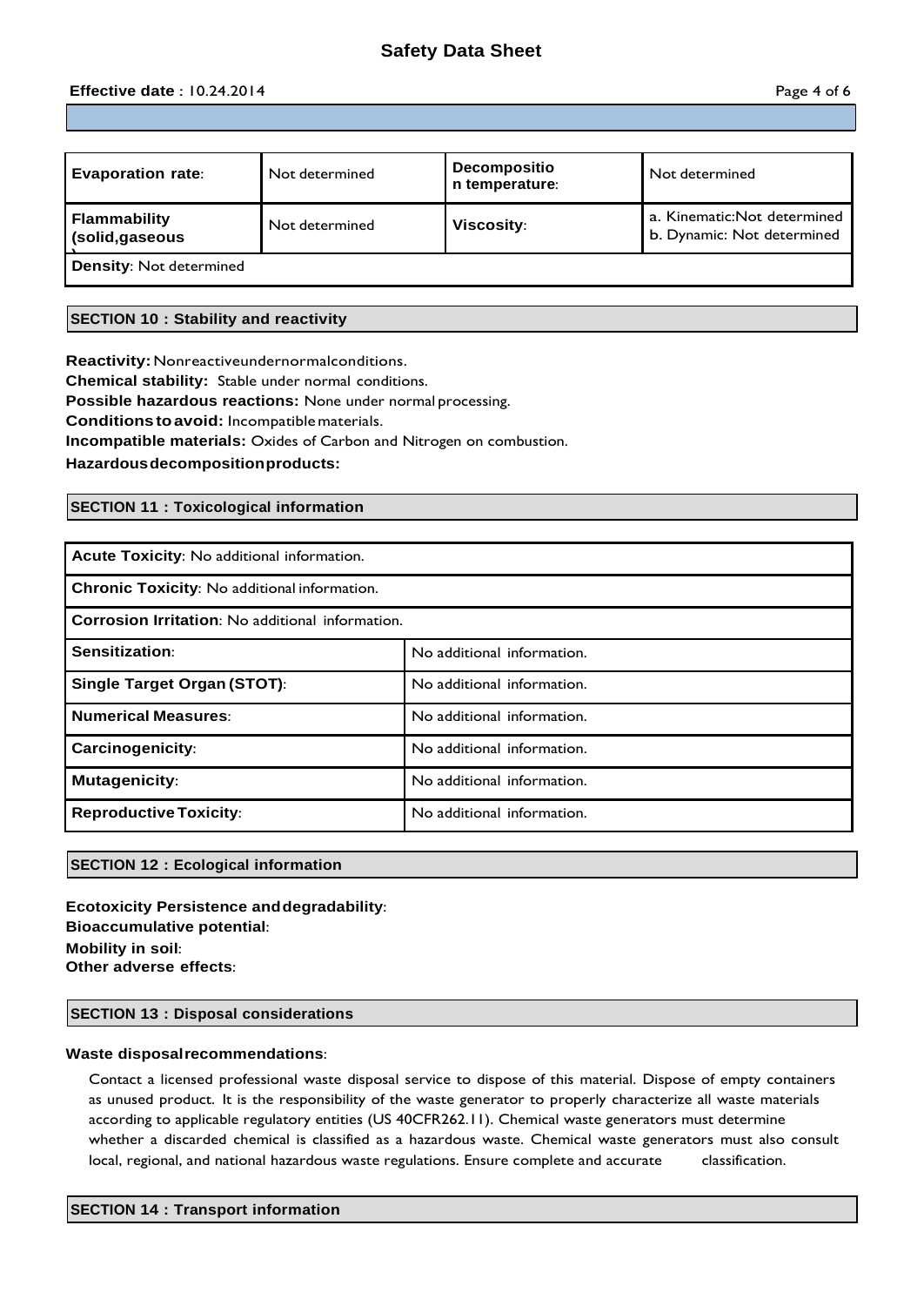# Safety Data Sheet

**Effective date** : 10.24.2014

| **Evaporation rate**: | Not determined | **Decomposition temperature**: | Not determined |
|---|---|---|---|
| **Flammability (solid,gaseous)** | Not determined | **Viscosity**: | a. Kinematic:Not determined<br>b. Dynamic: Not determined |
| **Density**: Not determined | | | |

## SECTION 10 : Stability and reactivity

**Reactivity:** Nonreactiveundernormalconditions.
**Chemical stability:** Stable under normal conditions.
**Possible hazardous reactions:** None under normal processing.
**Conditions to avoid:** Incompatible materials.
**Incompatible materials:** Oxides of Carbon and Nitrogen on combustion.
**Hazardous decomposition products:**

## SECTION 11 : Toxicological information

| **Acute Toxicity**: No additional information. | |
|---|---|
| **Chronic Toxicity**: No additional information. | |
| **Corrosion Irritation**: No additional information. | |
| **Sensitization**: | No additional information. |
| **Single Target Organ (STOT)**: | No additional information. |
| **Numerical Measures**: | No additional information. |
| **Carcinogenicity**: | No additional information. |
| **Mutagenicity**: | No additional information. |
| **Reproductive Toxicity**: | No additional information. |

## SECTION 12 : Ecological information

**Ecotoxicity Persistence and degradability**:
**Bioaccumulative potential**:
**Mobility in soil**:
**Other adverse effects**:

## SECTION 13 : Disposal considerations

**Waste disposal recommendations**:

Contact a licensed professional waste disposal service to dispose of this material. Dispose of empty containers as unused product. It is the responsibility of the waste generator to properly characterize all waste materials according to applicable regulatory entities (US 40CFR262.11). Chemical waste generators must determine whether a discarded chemical is classified as a hazardous waste. Chemical waste generators must also consult local, regional, and national hazardous waste regulations. Ensure complete and accurate classification.

## SECTION 14 : Transport information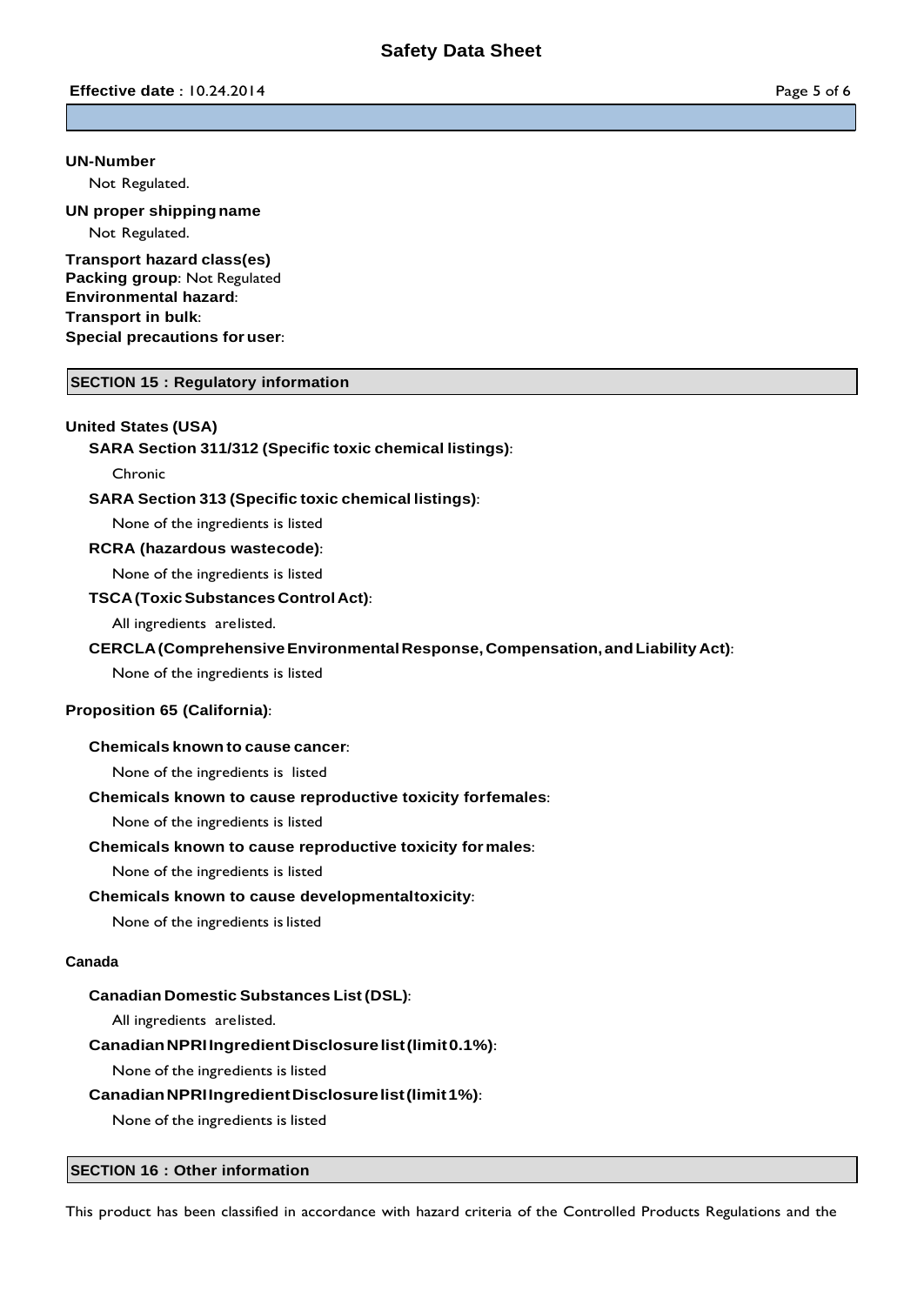**UN-Number**

Not Regulated.

**UN proper shipping name**

Not Regulated.

**Transport hazard class(es)**
**Packing group**: Not Regulated
**Environmental hazard**:
**Transport in bulk**:
**Special precautions for user**:

## SECTION 15 : Regulatory information

**United States (USA)**

**SARA Section 311/312 (Specific toxic chemical listings)**:

Chronic

**SARA Section 313 (Specific toxic chemical listings)**:

None of the ingredients is listed

**RCRA (hazardous wastecode)**:

None of the ingredients is listed

**TSCA (Toxic Substances Control Act)**:

All ingredients are listed.

**CERCLA (Comprehensive Environmental Response, Compensation, and Liability Act)**:

None of the ingredients is listed

**Proposition 65 (California)**:

**Chemicals known to cause cancer**:

None of the ingredients is listed

**Chemicals known to cause reproductive toxicity for females**:

None of the ingredients is listed

**Chemicals known to cause reproductive toxicity for males**:

None of the ingredients is listed

**Chemicals known to cause developmental toxicity**:

None of the ingredients is listed

**Canada**

**Canadian Domestic Substances List (DSL)**:

All ingredients are listed.

**Canadian NPRI Ingredient Disclosure list (limit 0.1%)**:

None of the ingredients is listed

**Canadian NPRI Ingredient Disclosure list (limit 1%)**:

None of the ingredients is listed

## SECTION 16 : Other information

This product has been classified in accordance with hazard criteria of the Controlled Products Regulations and the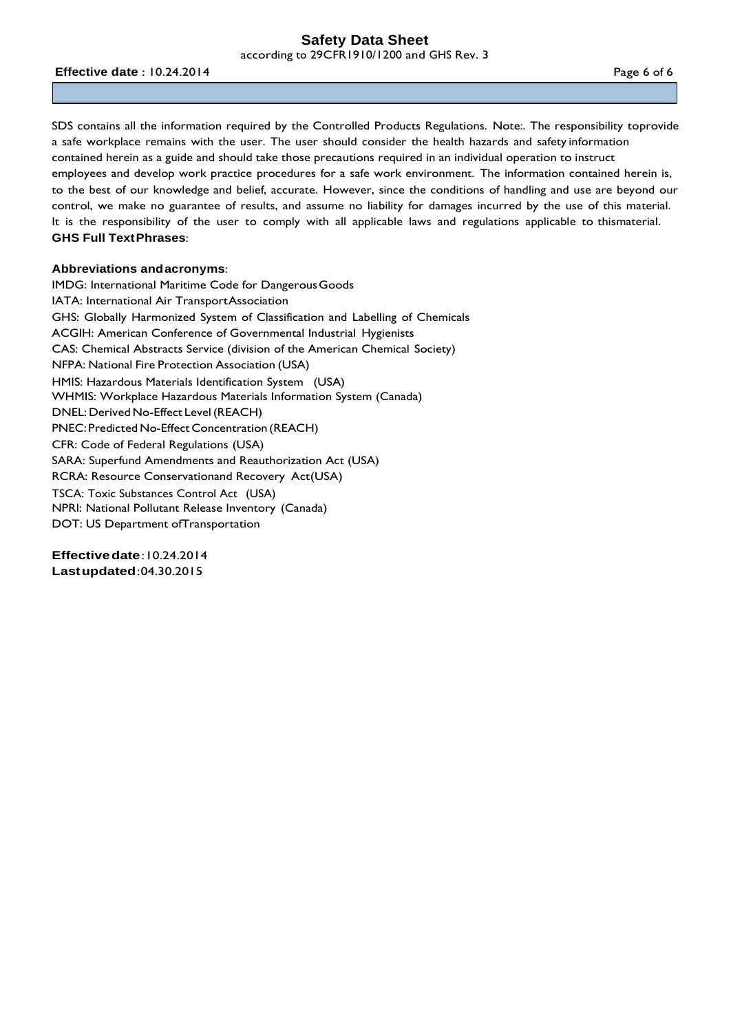SDS contains all the information required by the Controlled Products Regulations. Note:. The responsibility toprovide a safe workplace remains with the user. The user should consider the health hazards and safety information contained herein as a guide and should take those precautions required in an individual operation to instruct employees and develop work practice procedures for a safe work environment. The information contained herein is, to the best of our knowledge and belief, accurate. However, since the conditions of handling and use are beyond our control, we make no guarantee of results, and assume no liability for damages incurred by the use of this material. It is the responsibility of the user to comply with all applicable laws and regulations applicable to thismaterial.

**GHS Full TextPhrases**:

**Abbreviations andacronyms**:

IMDG: International Maritime Code for Dangerous Goods
IATA: International Air Transport Association
GHS: Globally Harmonized System of Classification and Labelling of Chemicals
ACGIH: American Conference of Governmental Industrial Hygienists
CAS: Chemical Abstracts Service (division of the American Chemical Society)
NFPA: National Fire Protection Association (USA)
HMIS: Hazardous Materials Identification System (USA)
WHMIS: Workplace Hazardous Materials Information System (Canada)
DNEL: Derived No-Effect Level (REACH)
PNEC: Predicted No-Effect Concentration (REACH)
CFR: Code of Federal Regulations (USA)
SARA: Superfund Amendments and Reauthorization Act (USA)
RCRA: Resource Conservationand Recovery Act(USA)
TSCA: Toxic Substances Control Act (USA)
NPRI: National Pollutant Release Inventory (Canada)
DOT: US Department ofTransportation

**Effectivedate**:10.24.2014
**Lastupdated**:04.30.2015